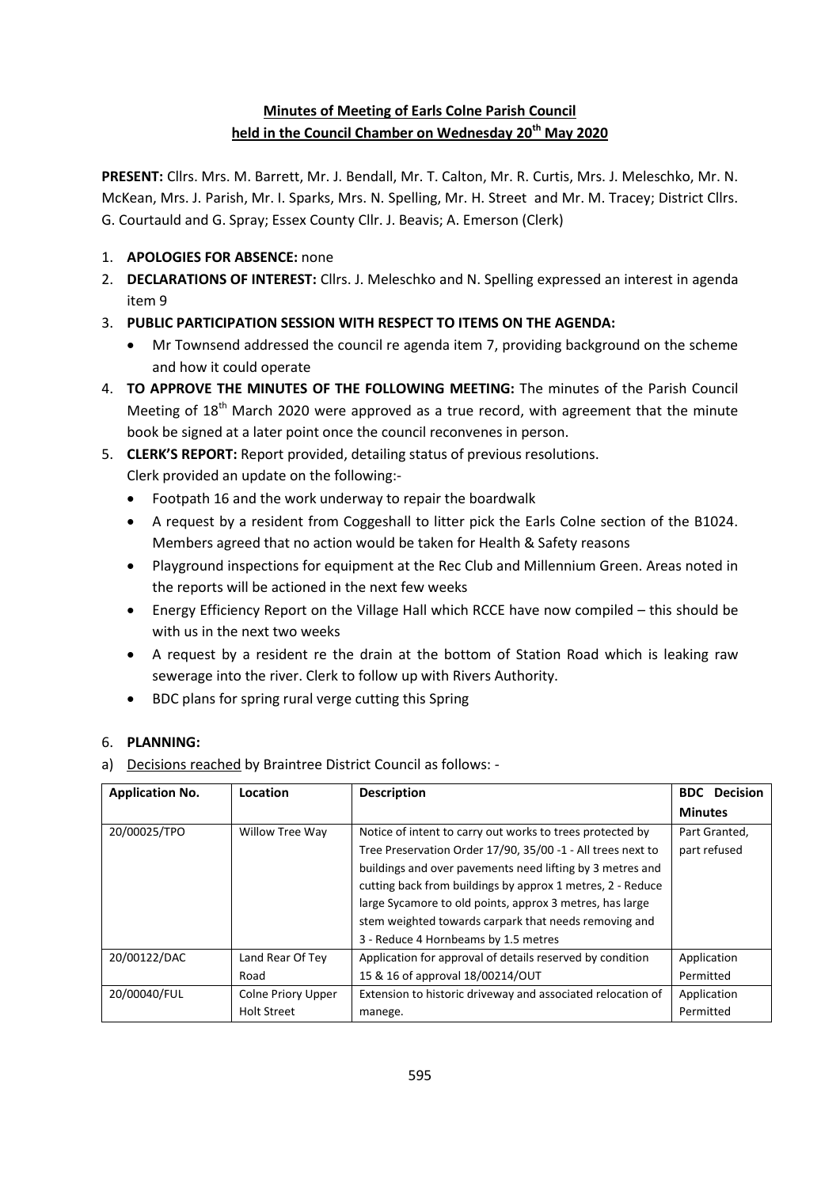# Minutes of Meeting of Earls Colne Parish Council held in the Council Chamber on Wednesday 20th May 2020

**PRESENT:** Cllrs. Mrs. M. Barrett, Mr. J. Bendall, Mr. T. Calton, Mr. R. Curtis, Mrs. J. Meleschko, Mr. N. McKean, Mrs. J. Parish, Mr. I. Sparks, Mrs. N. Spelling, Mr. H. Street and Mr. M. Tracey; District Cllrs. G. Courtauld and G. Spray; Essex County Cllr. J. Beavis; A. Emerson (Clerk)

1. **APOLOGIES FOR ABSENCE:** none
2. **DECLARATIONS OF INTEREST:** Cllrs. J. Meleschko and N. Spelling expressed an interest in agenda item 9
3. **PUBLIC PARTICIPATION SESSION WITH RESPECT TO ITEMS ON THE AGENDA:**
   - Mr Townsend addressed the council re agenda item 7, providing background on the scheme and how it could operate
4. **TO APPROVE THE MINUTES OF THE FOLLOWING MEETING:** The minutes of the Parish Council Meeting of 18th March 2020 were approved as a true record, with agreement that the minute book be signed at a later point once the council reconvenes in person.
5. **CLERK'S REPORT:** Report provided, detailing status of previous resolutions.
   Clerk provided an update on the following:-
   - Footpath 16 and the work underway to repair the boardwalk
   - A request by a resident from Coggeshall to litter pick the Earls Colne section of the B1024. Members agreed that no action would be taken for Health & Safety reasons
   - Playground inspections for equipment at the Rec Club and Millennium Green. Areas noted in the reports will be actioned in the next few weeks
   - Energy Efficiency Report on the Village Hall which RCCE have now compiled – this should be with us in the next two weeks
   - A request by a resident re the drain at the bottom of Station Road which is leaking raw sewerage into the river. Clerk to follow up with Rivers Authority.
   - BDC plans for spring rural verge cutting this Spring

6. **PLANNING:**

a) Decisions reached by Braintree District Council as follows: -

| Application No. | Location | Description | BDC Decision Minutes |
|---|---|---|---|
| 20/00025/TPO | Willow Tree Way | Notice of intent to carry out works to trees protected by Tree Preservation Order 17/90, 35/00 -1 - All trees next to buildings and over pavements need lifting by 3 metres and cutting back from buildings by approx 1 metres, 2 - Reduce large Sycamore to old points, approx 3 metres, has large stem weighted towards carpark that needs removing and 3 - Reduce 4 Hornbeams by 1.5 metres | Part Granted, part refused |
| 20/00122/DAC | Land Rear Of Tey Road | Application for approval of details reserved by condition 15 & 16 of approval 18/00214/OUT | Application Permitted |
| 20/00040/FUL | Colne Priory Upper Holt Street | Extension to historic driveway and associated relocation of manege. | Application Permitted |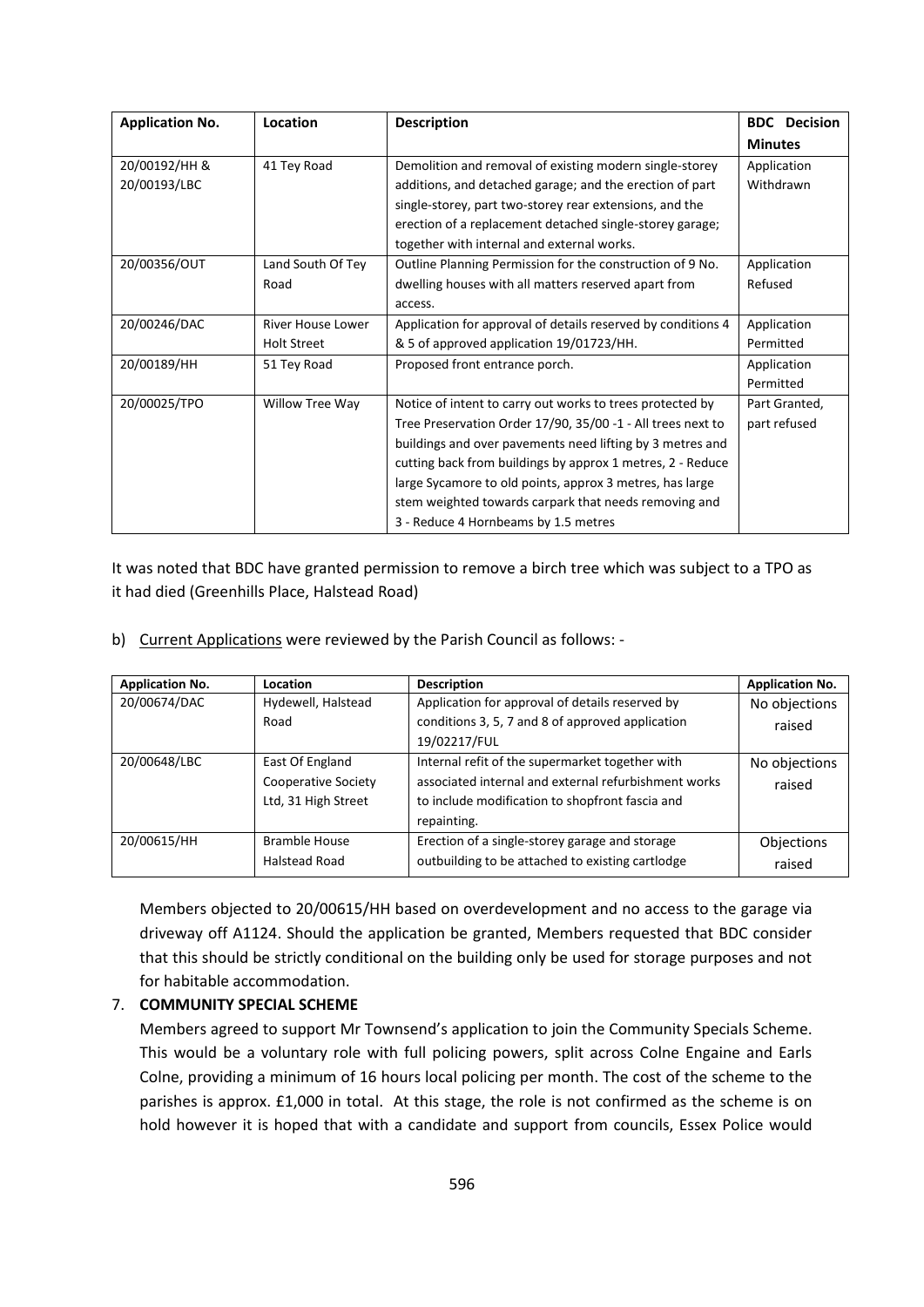| Application No. | Location | Description | BDC Decision Minutes |
|---|---|---|---|
| 20/00192/HH & 20/00193/LBC | 41 Tey Road | Demolition and removal of existing modern single-storey additions, and detached garage; and the erection of part single-storey, part two-storey rear extensions, and the erection of a replacement detached single-storey garage; together with internal and external works. | Application Withdrawn |
| 20/00356/OUT | Land South Of Tey Road | Outline Planning Permission for the construction of 9 No. dwelling houses with all matters reserved apart from access. | Application Refused |
| 20/00246/DAC | River House Lower Holt Street | Application for approval of details reserved by conditions 4 & 5 of approved application 19/01723/HH. | Application Permitted |
| 20/00189/HH | 51 Tey Road | Proposed front entrance porch. | Application Permitted |
| 20/00025/TPO | Willow Tree Way | Notice of intent to carry out works to trees protected by Tree Preservation Order 17/90, 35/00 -1 - All trees next to buildings and over pavements need lifting by 3 metres and cutting back from buildings by approx 1 metres, 2 - Reduce large Sycamore to old points, approx 3 metres, has large stem weighted towards carpark that needs removing and 3 - Reduce 4 Hornbeams by 1.5 metres | Part Granted, part refused |

It was noted that BDC have granted permission to remove a birch tree which was subject to a TPO as it had died (Greenhills Place, Halstead Road)

b) Current Applications were reviewed by the Parish Council as follows: -

| Application No. | Location | Description | Application No. |
|---|---|---|---|
| 20/00674/DAC | Hydewell, Halstead Road | Application for approval of details reserved by conditions 3, 5, 7 and 8 of approved application 19/02217/FUL | No objections raised |
| 20/00648/LBC | East Of England Cooperative Society Ltd, 31 High Street | Internal refit of the supermarket together with associated internal and external refurbishment works to include modification to shopfront fascia and repainting. | No objections raised |
| 20/00615/HH | Bramble House Halstead Road | Erection of a single-storey garage and storage outbuilding to be attached to existing cartlodge | Objections raised |

Members objected to 20/00615/HH based on overdevelopment and no access to the garage via driveway off A1124. Should the application be granted, Members requested that BDC consider that this should be strictly conditional on the building only be used for storage purposes and not for habitable accommodation.

7. **COMMUNITY SPECIAL SCHEME**

Members agreed to support Mr Townsend's application to join the Community Specials Scheme. This would be a voluntary role with full policing powers, split across Colne Engaine and Earls Colne, providing a minimum of 16 hours local policing per month. The cost of the scheme to the parishes is approx. £1,000 in total. At this stage, the role is not confirmed as the scheme is on hold however it is hoped that with a candidate and support from councils, Essex Police would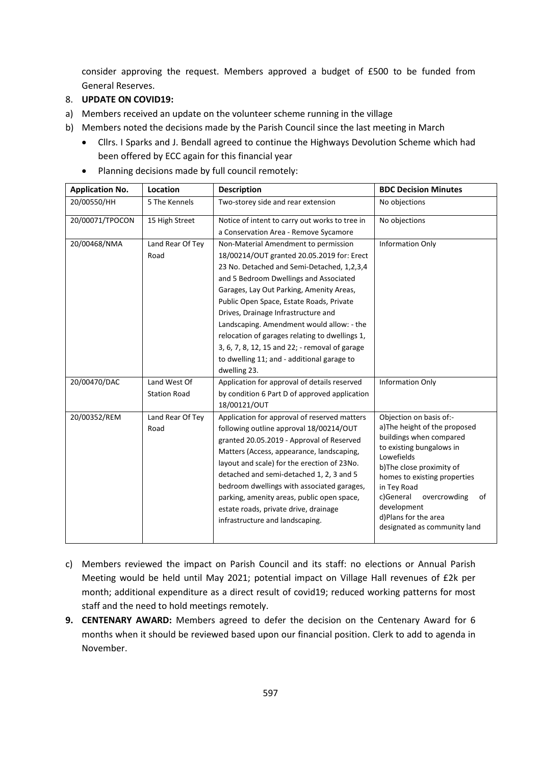consider approving the request. Members approved a budget of £500 to be funded from General Reserves.

8. **UPDATE ON COVID19:**

a) Members received an update on the volunteer scheme running in the village

b) Members noted the decisions made by the Parish Council since the last meeting in March

- Cllrs. I Sparks and J. Bendall agreed to continue the Highways Devolution Scheme which had been offered by ECC again for this financial year
- Planning decisions made by full council remotely:

| Application No. | Location | Description | BDC Decision Minutes |
|---|---|---|---|
| 20/00550/HH | 5 The Kennels | Two-storey side and rear extension | No objections |
| 20/00071/TPOCON | 15 High Street | Notice of intent to carry out works to tree in a Conservation Area - Remove Sycamore | No objections |
| 20/00468/NMA | Land Rear Of Tey Road | Non-Material Amendment to permission 18/00214/OUT granted 20.05.2019 for: Erect 23 No. Detached and Semi-Detached, 1,2,3,4 and 5 Bedroom Dwellings and Associated Garages, Lay Out Parking, Amenity Areas, Public Open Space, Estate Roads, Private Drives, Drainage Infrastructure and Landscaping. Amendment would allow: - the relocation of garages relating to dwellings 1, 3, 6, 7, 8, 12, 15 and 22; - removal of garage to dwelling 11; and - additional garage to dwelling 23. | Information Only |
| 20/00470/DAC | Land West Of Station Road | Application for approval of details reserved by condition 6 Part D of approved application 18/00121/OUT | Information Only |
| 20/00352/REM | Land Rear Of Tey Road | Application for approval of reserved matters following outline approval 18/00214/OUT granted 20.05.2019 - Approval of Reserved Matters (Access, appearance, landscaping, layout and scale) for the erection of 23No. detached and semi-detached 1, 2, 3 and 5 bedroom dwellings with associated garages, parking, amenity areas, public open space, estate roads, private drive, drainage infrastructure and landscaping. | Objection on basis of:- a)The height of the proposed buildings when compared to existing bungalows in Lowefields b)The close proximity of homes to existing properties in Tey Road c)General overcrowding of development d)Plans for the area designated as community land |

c) Members reviewed the impact on Parish Council and its staff: no elections or Annual Parish Meeting would be held until May 2021; potential impact on Village Hall revenues of £2k per month; additional expenditure as a direct result of covid19; reduced working patterns for most staff and the need to hold meetings remotely.

9. **CENTENARY AWARD:** Members agreed to defer the decision on the Centenary Award for 6 months when it should be reviewed based upon our financial position. Clerk to add to agenda in November.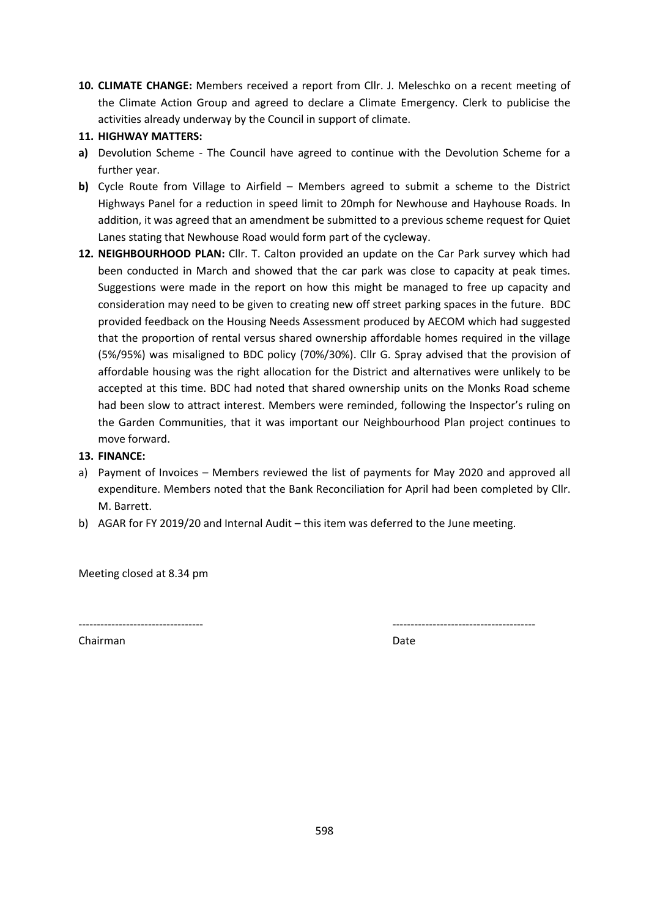**10. CLIMATE CHANGE:** Members received a report from Cllr. J. Meleschko on a recent meeting of the Climate Action Group and agreed to declare a Climate Emergency. Clerk to publicise the activities already underway by the Council in support of climate.

**11. HIGHWAY MATTERS:**

**a)** Devolution Scheme - The Council have agreed to continue with the Devolution Scheme for a further year.

**b)** Cycle Route from Village to Airfield – Members agreed to submit a scheme to the District Highways Panel for a reduction in speed limit to 20mph for Newhouse and Hayhouse Roads. In addition, it was agreed that an amendment be submitted to a previous scheme request for Quiet Lanes stating that Newhouse Road would form part of the cycleway.

**12. NEIGHBOURHOOD PLAN:** Cllr. T. Calton provided an update on the Car Park survey which had been conducted in March and showed that the car park was close to capacity at peak times. Suggestions were made in the report on how this might be managed to free up capacity and consideration may need to be given to creating new off street parking spaces in the future. BDC provided feedback on the Housing Needs Assessment produced by AECOM which had suggested that the proportion of rental versus shared ownership affordable homes required in the village (5%/95%) was misaligned to BDC policy (70%/30%). Cllr G. Spray advised that the provision of affordable housing was the right allocation for the District and alternatives were unlikely to be accepted at this time. BDC had noted that shared ownership units on the Monks Road scheme had been slow to attract interest. Members were reminded, following the Inspector's ruling on the Garden Communities, that it was important our Neighbourhood Plan project continues to move forward.

**13. FINANCE:**

a) Payment of Invoices – Members reviewed the list of payments for May 2020 and approved all expenditure. Members noted that the Bank Reconciliation for April had been completed by Cllr. M. Barrett.

b) AGAR for FY 2019/20 and Internal Audit – this item was deferred to the June meeting.

Meeting closed at 8.34 pm

---------------------------------- ---------------------------------------

Chairman Date